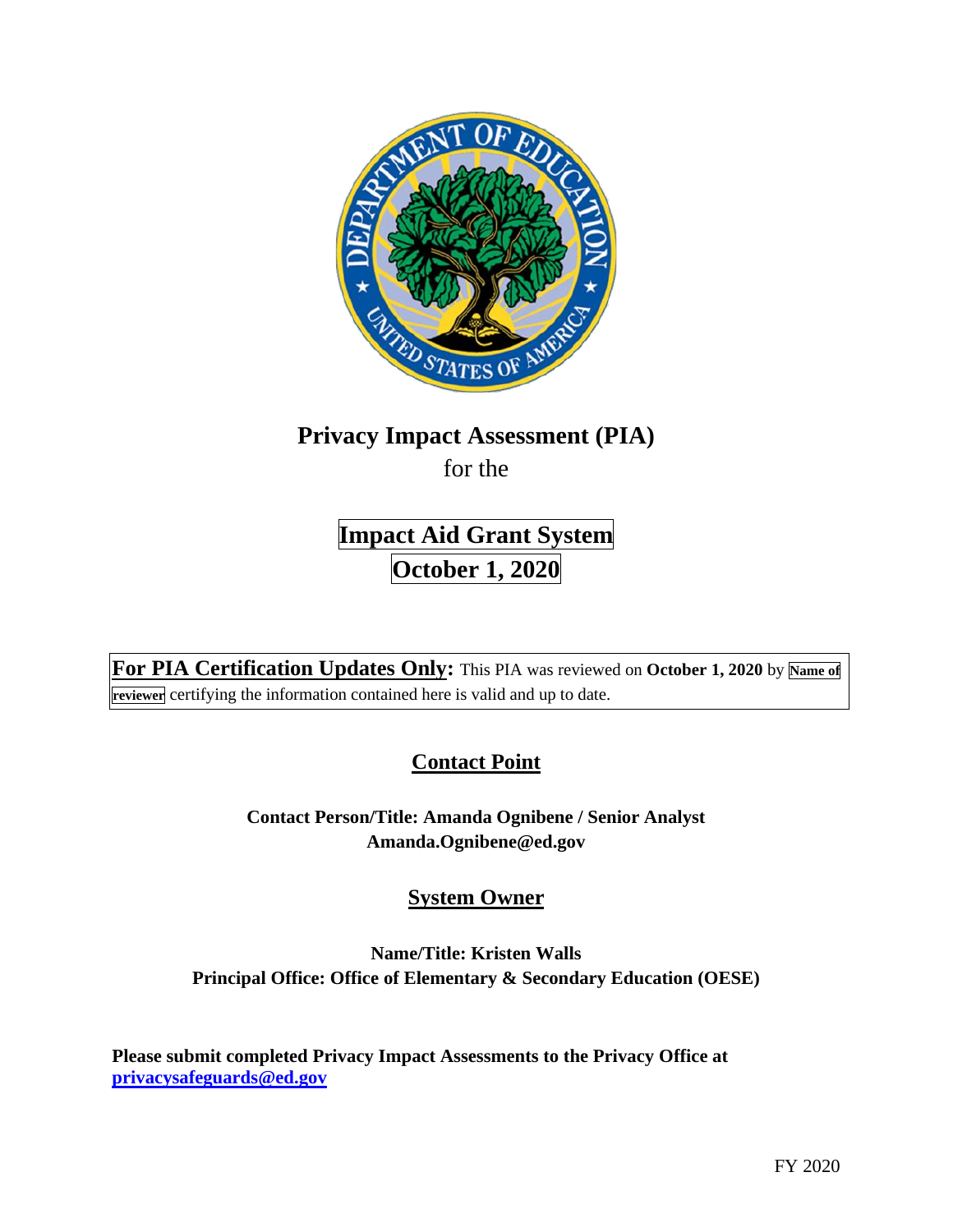# Privacy Impact Assessment (PIA)

for the

## Impact Aid Grant System

## October 1, 2020

**For PIA Certification Updates Only:** This PIA was reviewed on **October 1, 2020** by **Name of reviewer** certifying the information contained here is valid and up to date.

## Contact Point

**Contact Person/Title: Amanda Ognibene / Senior Analyst**
**Amanda.Ognibene@ed.gov**

## System Owner

**Name/Title: Kristen Walls**
**Principal Office: Office of Elementary & Secondary Education (OESE)**

**Please submit completed Privacy Impact Assessments to the Privacy Office at [privacysafeguards@ed.gov](mailto:privacysafeguards@ed.gov)**

FY 2020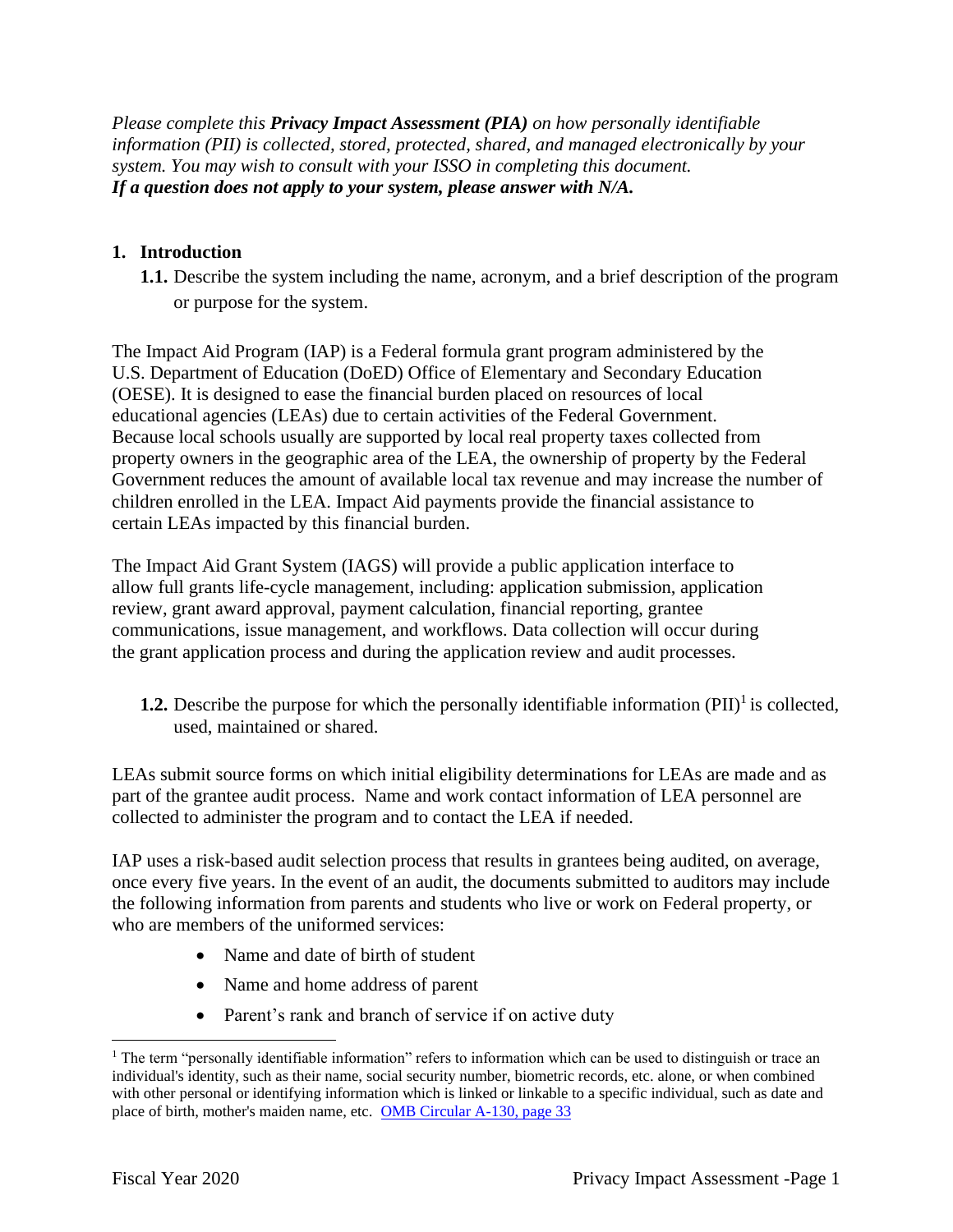*Please complete this **Privacy Impact Assessment (PIA)** on how personally identifiable information (PII) is collected, stored, protected, shared, and managed electronically by your system. You may wish to consult with your ISSO in completing this document.*
***If a question does not apply to your system, please answer with N/A.***

## 1. Introduction

**1.1.** Describe the system including the name, acronym, and a brief description of the program or purpose for the system.

The Impact Aid Program (IAP) is a Federal formula grant program administered by the U.S. Department of Education (DoED) Office of Elementary and Secondary Education (OESE). It is designed to ease the financial burden placed on resources of local educational agencies (LEAs) due to certain activities of the Federal Government. Because local schools usually are supported by local real property taxes collected from property owners in the geographic area of the LEA, the ownership of property by the Federal Government reduces the amount of available local tax revenue and may increase the number of children enrolled in the LEA. Impact Aid payments provide the financial assistance to certain LEAs impacted by this financial burden.

The Impact Aid Grant System (IAGS) will provide a public application interface to allow full grants life-cycle management, including: application submission, application review, grant award approval, payment calculation, financial reporting, grantee communications, issue management, and workflows. Data collection will occur during the grant application process and during the application review and audit processes.

**1.2.** Describe the purpose for which the personally identifiable information (PII)[1] is collected, used, maintained or shared.

LEAs submit source forms on which initial eligibility determinations for LEAs are made and as part of the grantee audit process. Name and work contact information of LEA personnel are collected to administer the program and to contact the LEA if needed.

IAP uses a risk-based audit selection process that results in grantees being audited, on average, once every five years. In the event of an audit, the documents submitted to auditors may include the following information from parents and students who live or work on Federal property, or who are members of the uniformed services:

- Name and date of birth of student
- Name and home address of parent
- Parent's rank and branch of service if on active duty

[1] The term "personally identifiable information" refers to information which can be used to distinguish or trace an individual's identity, such as their name, social security number, biometric records, etc. alone, or when combined with other personal or identifying information which is linked or linkable to a specific individual, such as date and place of birth, mother's maiden name, etc. [OMB Circular A-130, page 33]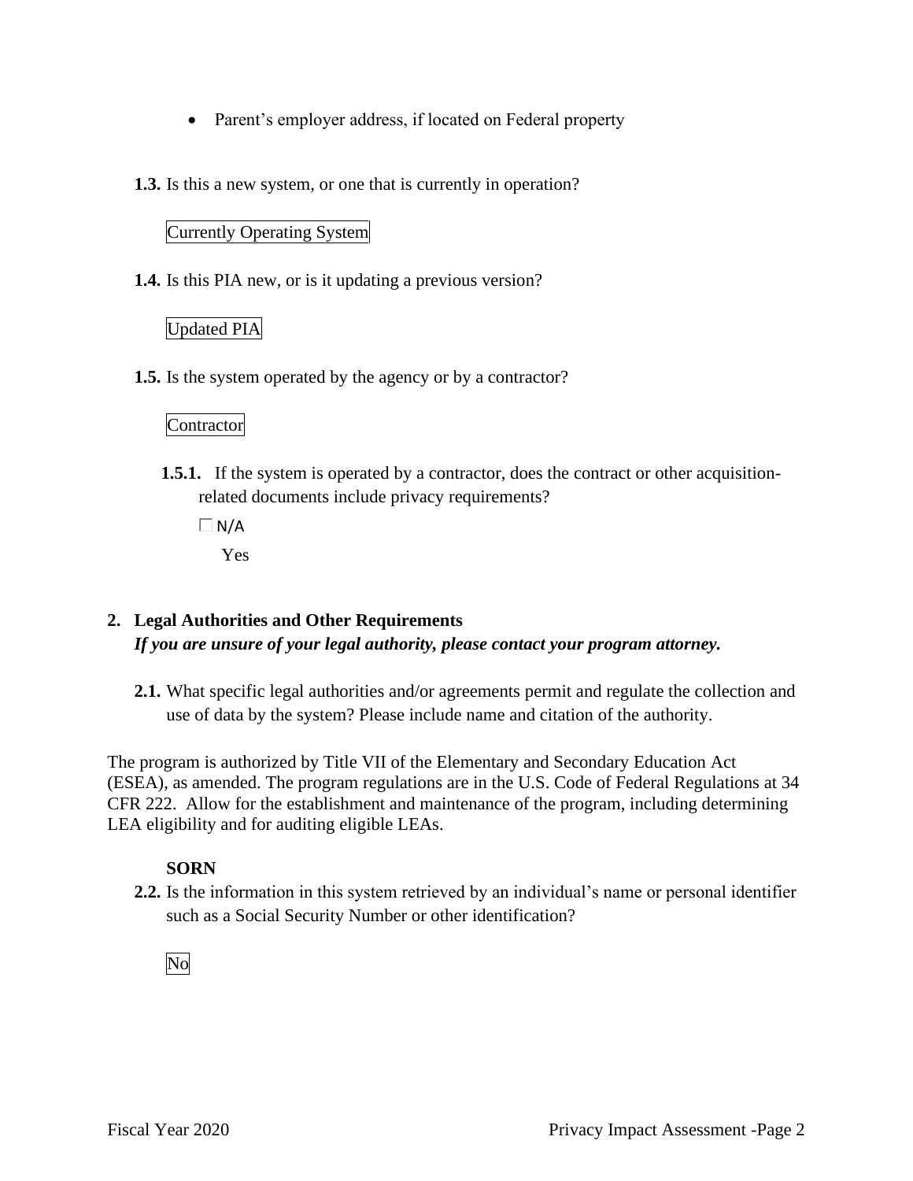- Parent's employer address, if located on Federal property

**1.3.** Is this a new system, or one that is currently in operation?

Currently Operating System

**1.4.** Is this PIA new, or is it updating a previous version?

Updated PIA

**1.5.** Is the system operated by the agency or by a contractor?

Contractor

**1.5.1.** If the system is operated by a contractor, does the contract or other acquisition-related documents include privacy requirements?

☐ N/A

Yes

## 2. Legal Authorities and Other Requirements

***If you are unsure of your legal authority, please contact your program attorney.***

**2.1.** What specific legal authorities and/or agreements permit and regulate the collection and use of data by the system? Please include name and citation of the authority.

The program is authorized by Title VII of the Elementary and Secondary Education Act (ESEA), as amended. The program regulations are in the U.S. Code of Federal Regulations at 34 CFR 222. Allow for the establishment and maintenance of the program, including determining LEA eligibility and for auditing eligible LEAs.

**SORN**

**2.2.** Is the information in this system retrieved by an individual's name or personal identifier such as a Social Security Number or other identification?

No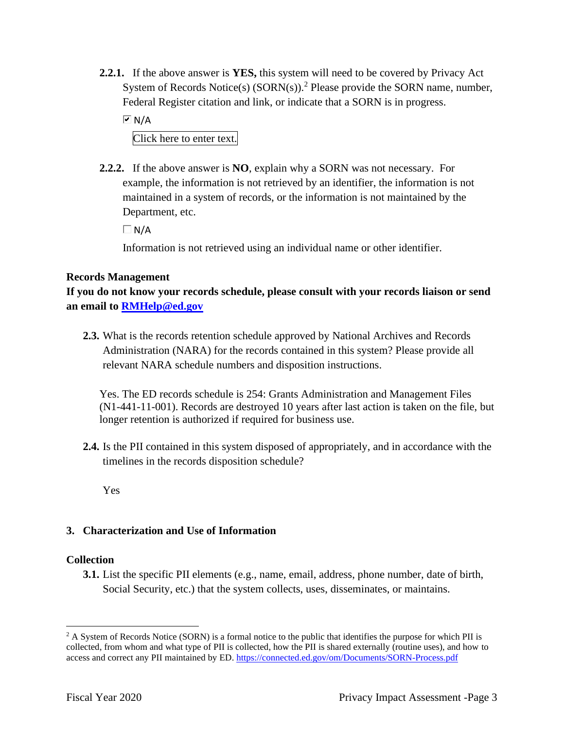**2.2.1.** If the above answer is **YES,** this system will need to be covered by Privacy Act System of Records Notice(s) (SORN(s)).[2] Please provide the SORN name, number, Federal Register citation and link, or indicate that a SORN is in progress.

☑ N/A

Click here to enter text.

**2.2.2.** If the above answer is **NO**, explain why a SORN was not necessary. For example, the information is not retrieved by an identifier, the information is not maintained in a system of records, or the information is not maintained by the Department, etc.

☐ N/A

Information is not retrieved using an individual name or other identifier.

**Records Management**

**If you do not know your records schedule, please consult with your records liaison or send an email to [RMHelp@ed.gov](mailto:RMHelp@ed.gov)**

**2.3.** What is the records retention schedule approved by National Archives and Records Administration (NARA) for the records contained in this system? Please provide all relevant NARA schedule numbers and disposition instructions.

Yes. The ED records schedule is 254: Grants Administration and Management Files (N1-441-11-001). Records are destroyed 10 years after last action is taken on the file, but longer retention is authorized if required for business use.

**2.4.** Is the PII contained in this system disposed of appropriately, and in accordance with the timelines in the records disposition schedule?

Yes

## 3. Characterization and Use of Information

**Collection**

**3.1.** List the specific PII elements (e.g., name, email, address, phone number, date of birth, Social Security, etc.) that the system collects, uses, disseminates, or maintains.

---

[2] A System of Records Notice (SORN) is a formal notice to the public that identifies the purpose for which PII is collected, from whom and what type of PII is collected, how the PII is shared externally (routine uses), and how to access and correct any PII maintained by ED. https://connected.ed.gov/om/Documents/SORN-Process.pdf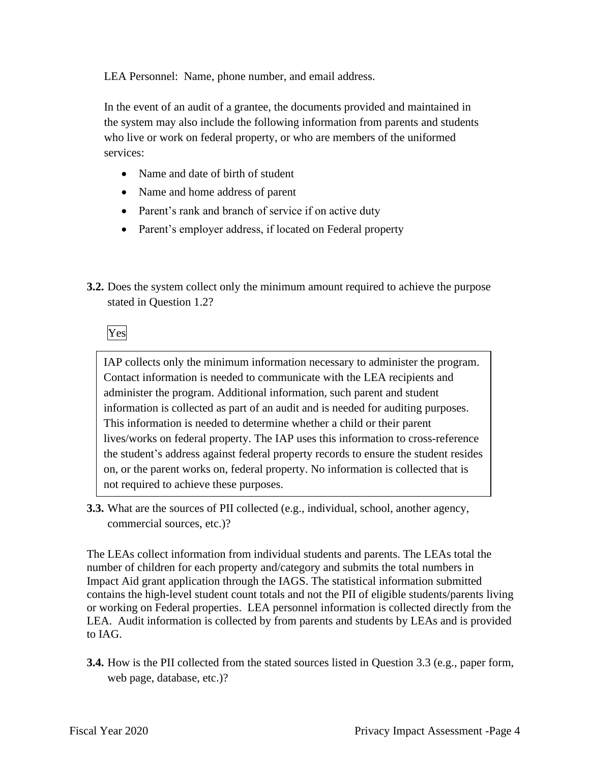LEA Personnel: Name, phone number, and email address.

In the event of an audit of a grantee, the documents provided and maintained in the system may also include the following information from parents and students who live or work on federal property, or who are members of the uniformed services:

- Name and date of birth of student
- Name and home address of parent
- Parent's rank and branch of service if on active duty
- Parent's employer address, if located on Federal property

**3.2.** Does the system collect only the minimum amount required to achieve the purpose stated in Question 1.2?

Yes

IAP collects only the minimum information necessary to administer the program. Contact information is needed to communicate with the LEA recipients and administer the program. Additional information, such parent and student information is collected as part of an audit and is needed for auditing purposes. This information is needed to determine whether a child or their parent lives/works on federal property. The IAP uses this information to cross-reference the student's address against federal property records to ensure the student resides on, or the parent works on, federal property. No information is collected that is not required to achieve these purposes.

**3.3.** What are the sources of PII collected (e.g., individual, school, another agency, commercial sources, etc.)?

The LEAs collect information from individual students and parents. The LEAs total the number of children for each property and/category and submits the total numbers in Impact Aid grant application through the IAGS. The statistical information submitted contains the high-level student count totals and not the PII of eligible students/parents living or working on Federal properties. LEA personnel information is collected directly from the LEA. Audit information is collected by from parents and students by LEAs and is provided to IAG.

**3.4.** How is the PII collected from the stated sources listed in Question 3.3 (e.g., paper form, web page, database, etc.)?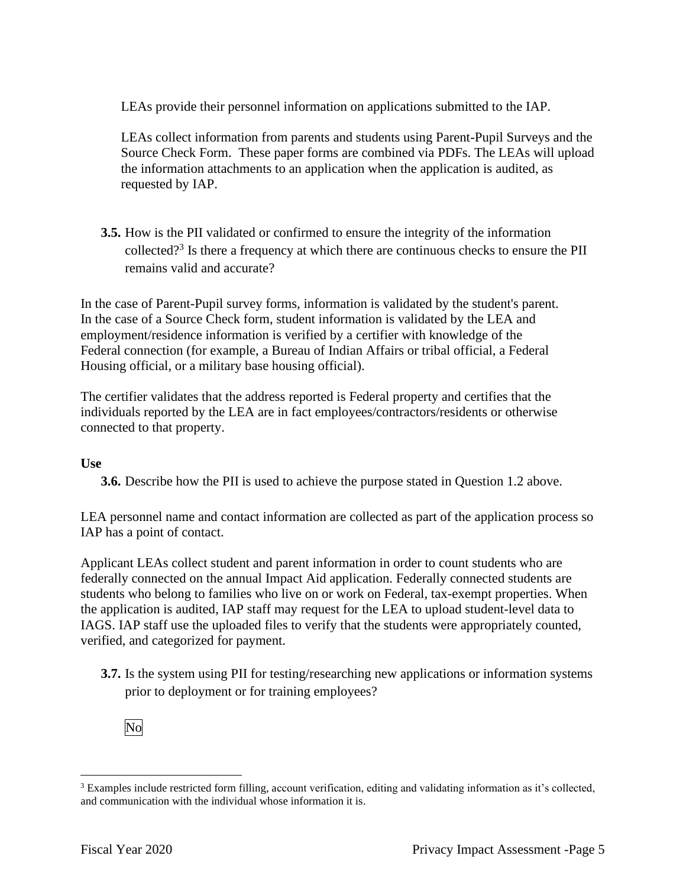LEAs provide their personnel information on applications submitted to the IAP.

LEAs collect information from parents and students using Parent-Pupil Surveys and the Source Check Form. These paper forms are combined via PDFs. The LEAs will upload the information attachments to an application when the application is audited, as requested by IAP.

**3.5.** How is the PII validated or confirmed to ensure the integrity of the information collected?[3] Is there a frequency at which there are continuous checks to ensure the PII remains valid and accurate?

In the case of Parent-Pupil survey forms, information is validated by the student's parent. In the case of a Source Check form, student information is validated by the LEA and employment/residence information is verified by a certifier with knowledge of the Federal connection (for example, a Bureau of Indian Affairs or tribal official, a Federal Housing official, or a military base housing official).

The certifier validates that the address reported is Federal property and certifies that the individuals reported by the LEA are in fact employees/contractors/residents or otherwise connected to that property.

**Use**

**3.6.** Describe how the PII is used to achieve the purpose stated in Question 1.2 above.

LEA personnel name and contact information are collected as part of the application process so IAP has a point of contact.

Applicant LEAs collect student and parent information in order to count students who are federally connected on the annual Impact Aid application. Federally connected students are students who belong to families who live on or work on Federal, tax-exempt properties. When the application is audited, IAP staff may request for the LEA to upload student-level data to IAGS. IAP staff use the uploaded files to verify that the students were appropriately counted, verified, and categorized for payment.

**3.7.** Is the system using PII for testing/researching new applications or information systems prior to deployment or for training employees?

No

[3] Examples include restricted form filling, account verification, editing and validating information as it's collected, and communication with the individual whose information it is.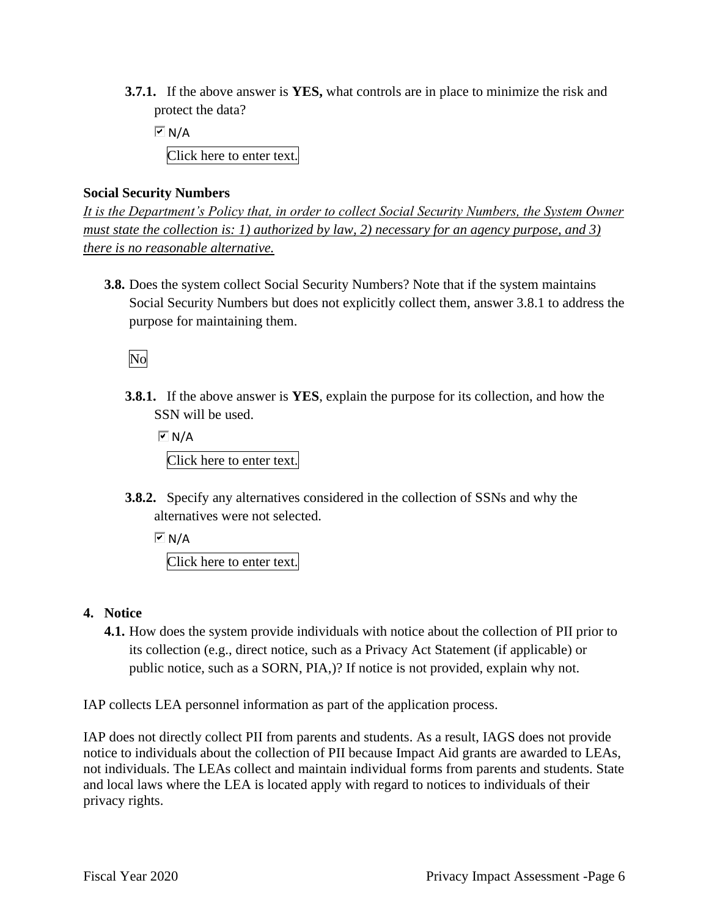**3.7.1.** If the above answer is **YES,** what controls are in place to minimize the risk and protect the data?

☑ N/A

Click here to enter text.

**Social Security Numbers**

*It is the Department's Policy that, in order to collect Social Security Numbers, the System Owner must state the collection is: 1) authorized by law, 2) necessary for an agency purpose, and 3) there is no reasonable alternative.*

**3.8.** Does the system collect Social Security Numbers? Note that if the system maintains Social Security Numbers but does not explicitly collect them, answer 3.8.1 to address the purpose for maintaining them.

No

**3.8.1.** If the above answer is **YES**, explain the purpose for its collection, and how the SSN will be used.

☑ N/A

Click here to enter text.

**3.8.2.** Specify any alternatives considered in the collection of SSNs and why the alternatives were not selected.

☑ N/A

Click here to enter text.

## 4. Notice

**4.1.** How does the system provide individuals with notice about the collection of PII prior to its collection (e.g., direct notice, such as a Privacy Act Statement (if applicable) or public notice, such as a SORN, PIA,)? If notice is not provided, explain why not.

IAP collects LEA personnel information as part of the application process.

IAP does not directly collect PII from parents and students. As a result, IAGS does not provide notice to individuals about the collection of PII because Impact Aid grants are awarded to LEAs, not individuals. The LEAs collect and maintain individual forms from parents and students. State and local laws where the LEA is located apply with regard to notices to individuals of their privacy rights.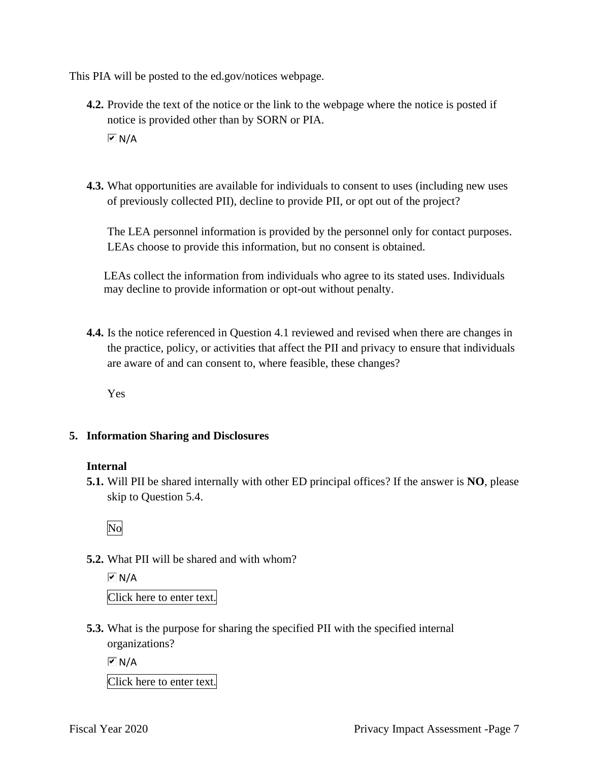This PIA will be posted to the ed.gov/notices webpage.

**4.2.** Provide the text of the notice or the link to the webpage where the notice is posted if notice is provided other than by SORN or PIA.

☑ N/A

**4.3.** What opportunities are available for individuals to consent to uses (including new uses of previously collected PII), decline to provide PII, or opt out of the project?

The LEA personnel information is provided by the personnel only for contact purposes. LEAs choose to provide this information, but no consent is obtained.

LEAs collect the information from individuals who agree to its stated uses. Individuals may decline to provide information or opt-out without penalty.

**4.4.** Is the notice referenced in Question 4.1 reviewed and revised when there are changes in the practice, policy, or activities that affect the PII and privacy to ensure that individuals are aware of and can consent to, where feasible, these changes?

Yes

## 5. Information Sharing and Disclosures

### Internal

**5.1.** Will PII be shared internally with other ED principal offices? If the answer is **NO**, please skip to Question 5.4.

No

**5.2.** What PII will be shared and with whom?

☑ N/A

Click here to enter text.

**5.3.** What is the purpose for sharing the specified PII with the specified internal organizations?

☑ N/A

Click here to enter text.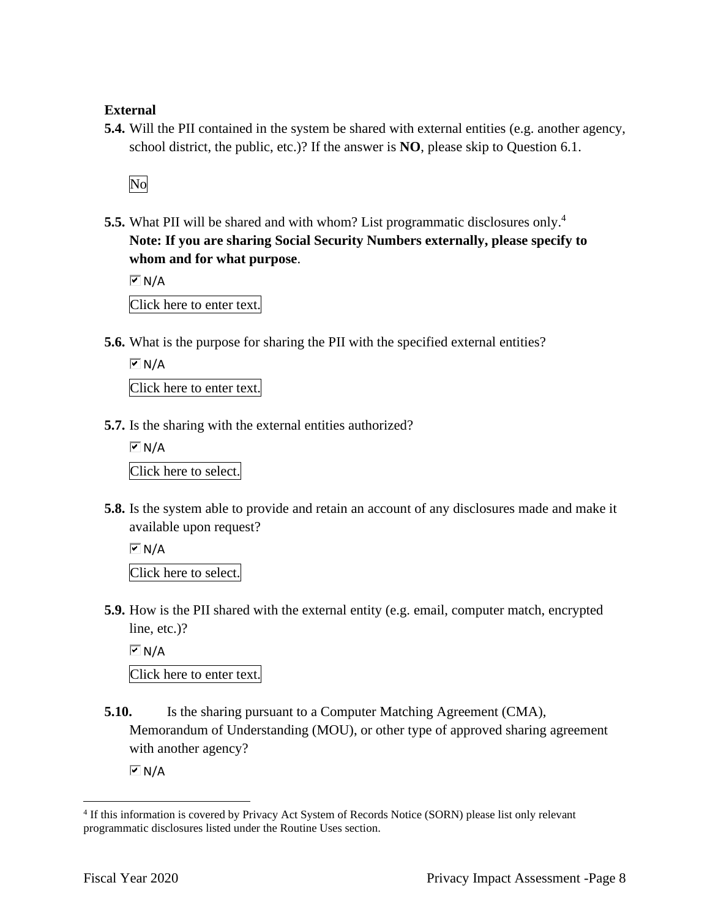**External**

**5.4.** Will the PII contained in the system be shared with external entities (e.g. another agency, school district, the public, etc.)? If the answer is **NO**, please skip to Question 6.1.

No

**5.5.** What PII will be shared and with whom? List programmatic disclosures only.[4] **Note: If you are sharing Social Security Numbers externally, please specify to whom and for what purpose**.

☑ N/A

Click here to enter text.

**5.6.** What is the purpose for sharing the PII with the specified external entities?

☑ N/A

Click here to enter text.

**5.7.** Is the sharing with the external entities authorized?

☑ N/A

Click here to select.

**5.8.** Is the system able to provide and retain an account of any disclosures made and make it available upon request?

☑ N/A

Click here to select.

**5.9.** How is the PII shared with the external entity (e.g. email, computer match, encrypted line, etc.)?

☑ N/A

Click here to enter text.

**5.10.** Is the sharing pursuant to a Computer Matching Agreement (CMA), Memorandum of Understanding (MOU), or other type of approved sharing agreement with another agency?

☑ N/A

---

[4] If this information is covered by Privacy Act System of Records Notice (SORN) please list only relevant programmatic disclosures listed under the Routine Uses section.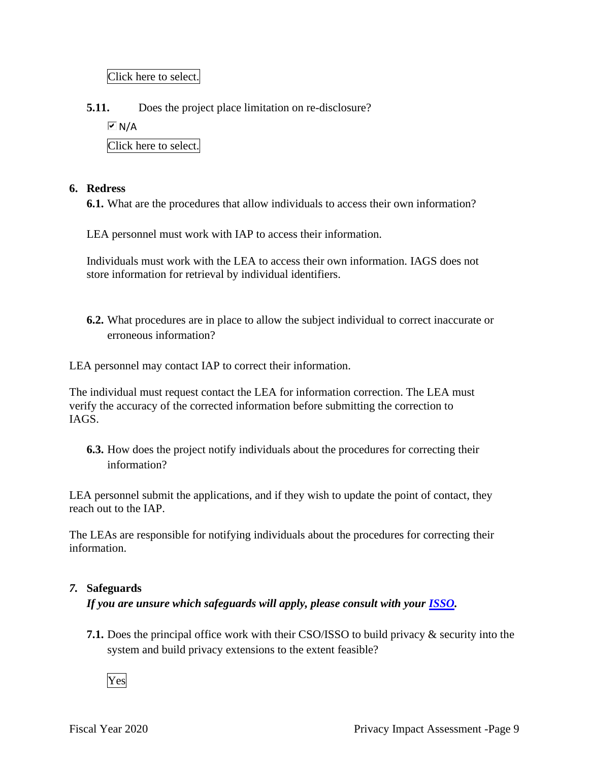Click here to select.

**5.11.** Does the project place limitation on re-disclosure?

☑ N/A

Click here to select.

**6. Redress**

**6.1.** What are the procedures that allow individuals to access their own information?

LEA personnel must work with IAP to access their information.

Individuals must work with the LEA to access their own information. IAGS does not store information for retrieval by individual identifiers.

**6.2.** What procedures are in place to allow the subject individual to correct inaccurate or erroneous information?

LEA personnel may contact IAP to correct their information.

The individual must request contact the LEA for information correction. The LEA must verify the accuracy of the corrected information before submitting the correction to IAGS.

**6.3.** How does the project notify individuals about the procedures for correcting their information?

LEA personnel submit the applications, and if they wish to update the point of contact, they reach out to the IAP.

The LEAs are responsible for notifying individuals about the procedures for correcting their information.

***7.* Safeguards**

***If you are unsure which safeguards will apply, please consult with your ISSO.***

**7.1.** Does the principal office work with their CSO/ISSO to build privacy & security into the system and build privacy extensions to the extent feasible?

Yes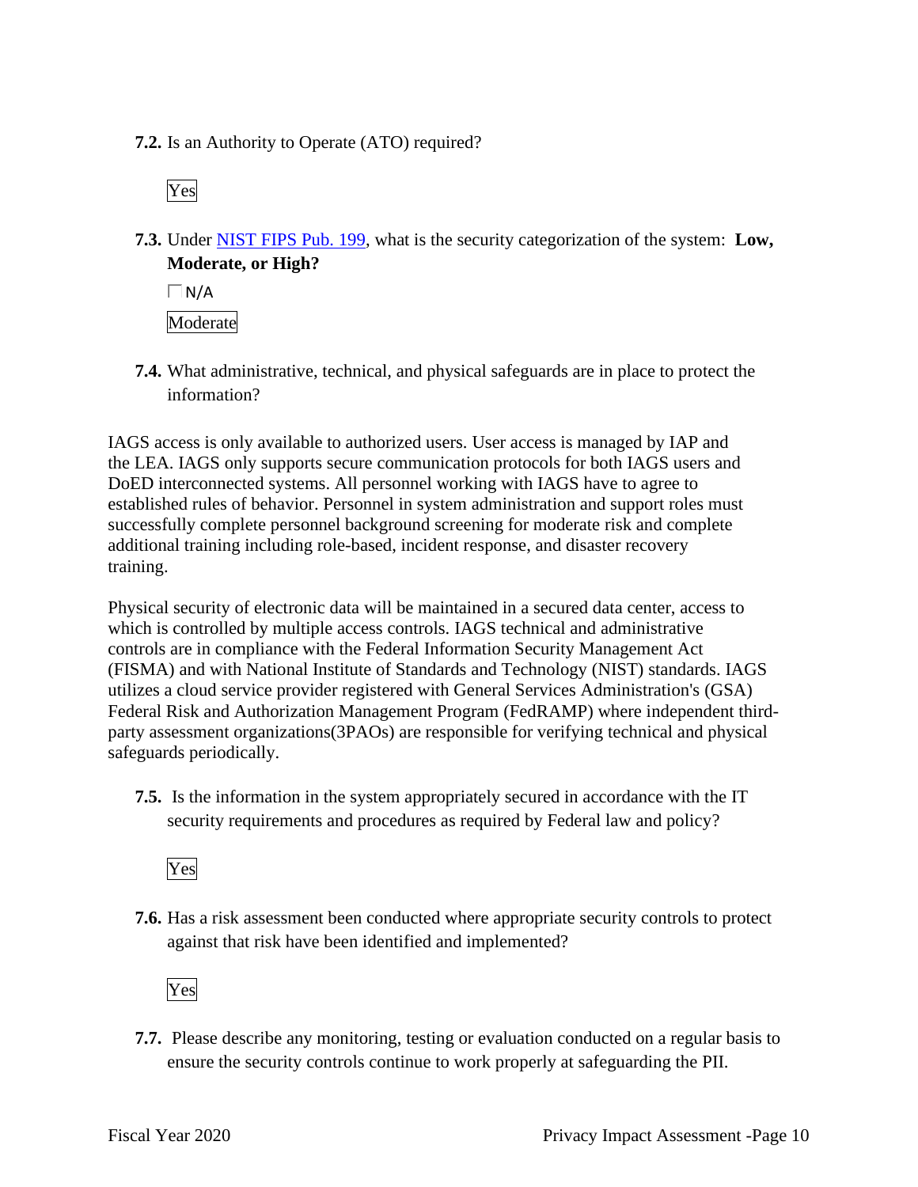**7.2.** Is an Authority to Operate (ATO) required?

Yes

**7.3.** Under [NIST FIPS Pub. 199](#), what is the security categorization of the system: **Low, Moderate, or High?**

☐ N/A

Moderate

**7.4.** What administrative, technical, and physical safeguards are in place to protect the information?

IAGS access is only available to authorized users. User access is managed by IAP and the LEA. IAGS only supports secure communication protocols for both IAGS users and DoED interconnected systems. All personnel working with IAGS have to agree to established rules of behavior. Personnel in system administration and support roles must successfully complete personnel background screening for moderate risk and complete additional training including role-based, incident response, and disaster recovery training.

Physical security of electronic data will be maintained in a secured data center, access to which is controlled by multiple access controls. IAGS technical and administrative controls are in compliance with the Federal Information Security Management Act (FISMA) and with National Institute of Standards and Technology (NIST) standards. IAGS utilizes a cloud service provider registered with General Services Administration's (GSA) Federal Risk and Authorization Management Program (FedRAMP) where independent third-party assessment organizations(3PAOs) are responsible for verifying technical and physical safeguards periodically.

**7.5.** Is the information in the system appropriately secured in accordance with the IT security requirements and procedures as required by Federal law and policy?

Yes

**7.6.** Has a risk assessment been conducted where appropriate security controls to protect against that risk have been identified and implemented?

Yes

**7.7.** Please describe any monitoring, testing or evaluation conducted on a regular basis to ensure the security controls continue to work properly at safeguarding the PII.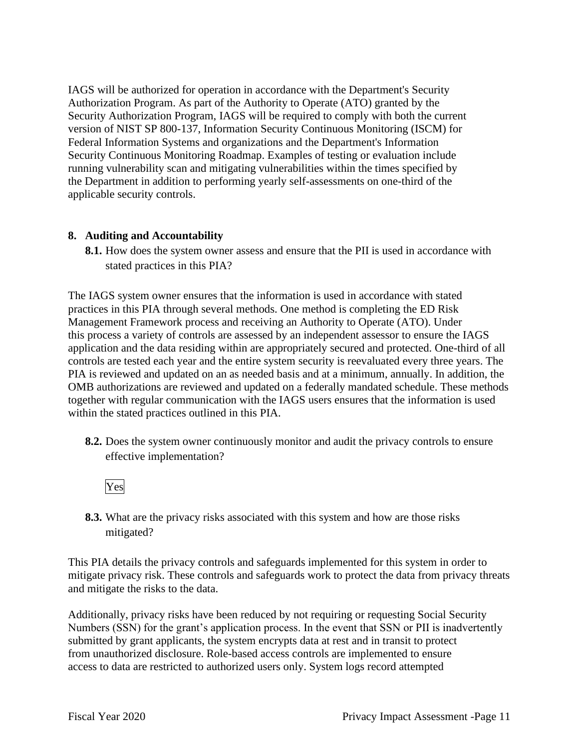IAGS will be authorized for operation in accordance with the Department's Security Authorization Program. As part of the Authority to Operate (ATO) granted by the Security Authorization Program, IAGS will be required to comply with both the current version of NIST SP 800-137, Information Security Continuous Monitoring (ISCM) for Federal Information Systems and organizations and the Department's Information Security Continuous Monitoring Roadmap. Examples of testing or evaluation include running vulnerability scan and mitigating vulnerabilities within the times specified by the Department in addition to performing yearly self-assessments on one-third of the applicable security controls.

## 8. Auditing and Accountability

**8.1.** How does the system owner assess and ensure that the PII is used in accordance with stated practices in this PIA?

The IAGS system owner ensures that the information is used in accordance with stated practices in this PIA through several methods. One method is completing the ED Risk Management Framework process and receiving an Authority to Operate (ATO). Under this process a variety of controls are assessed by an independent assessor to ensure the IAGS application and the data residing within are appropriately secured and protected. One-third of all controls are tested each year and the entire system security is reevaluated every three years. The PIA is reviewed and updated on an as needed basis and at a minimum, annually. In addition, the OMB authorizations are reviewed and updated on a federally mandated schedule. These methods together with regular communication with the IAGS users ensures that the information is used within the stated practices outlined in this PIA.

**8.2.** Does the system owner continuously monitor and audit the privacy controls to ensure effective implementation?

Yes

**8.3.** What are the privacy risks associated with this system and how are those risks mitigated?

This PIA details the privacy controls and safeguards implemented for this system in order to mitigate privacy risk. These controls and safeguards work to protect the data from privacy threats and mitigate the risks to the data.

Additionally, privacy risks have been reduced by not requiring or requesting Social Security Numbers (SSN) for the grant's application process. In the event that SSN or PII is inadvertently submitted by grant applicants, the system encrypts data at rest and in transit to protect from unauthorized disclosure. Role-based access controls are implemented to ensure access to data are restricted to authorized users only. System logs record attempted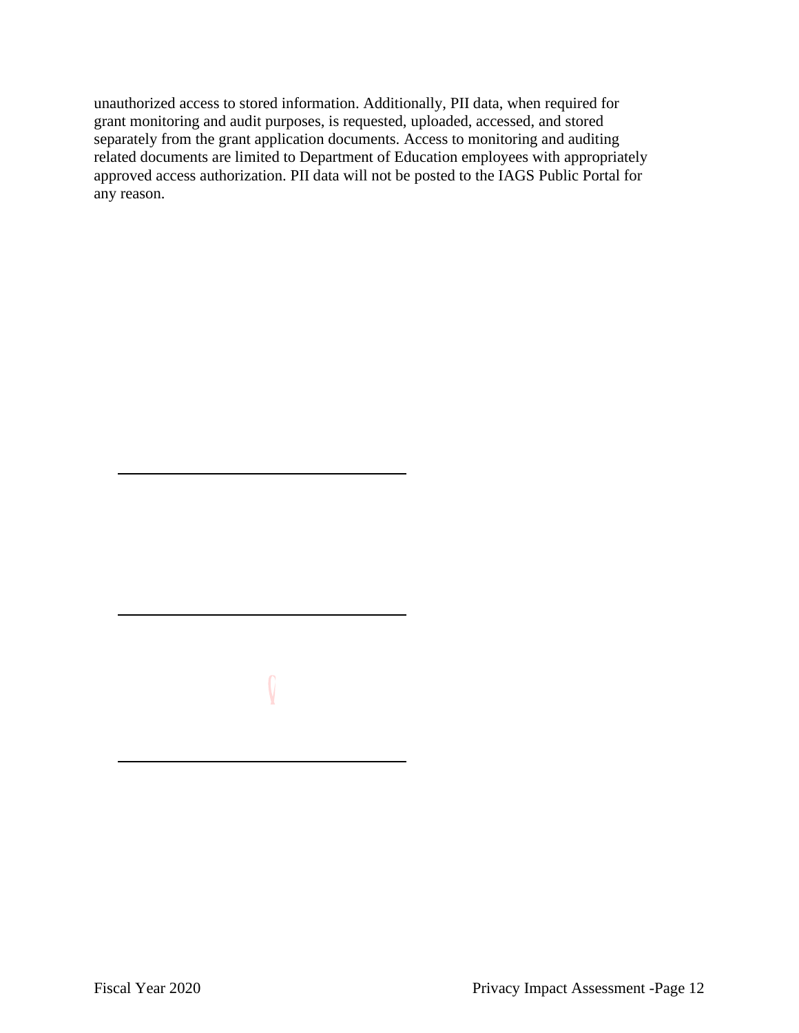unauthorized access to stored information. Additionally, PII data, when required for grant monitoring and audit purposes, is requested, uploaded, accessed, and stored separately from the grant application documents. Access to monitoring and auditing related documents are limited to Department of Education employees with appropriately approved access authorization. PII data will not be posted to the IAGS Public Portal for any reason.

______________________________________

______________________________________

______________________________________